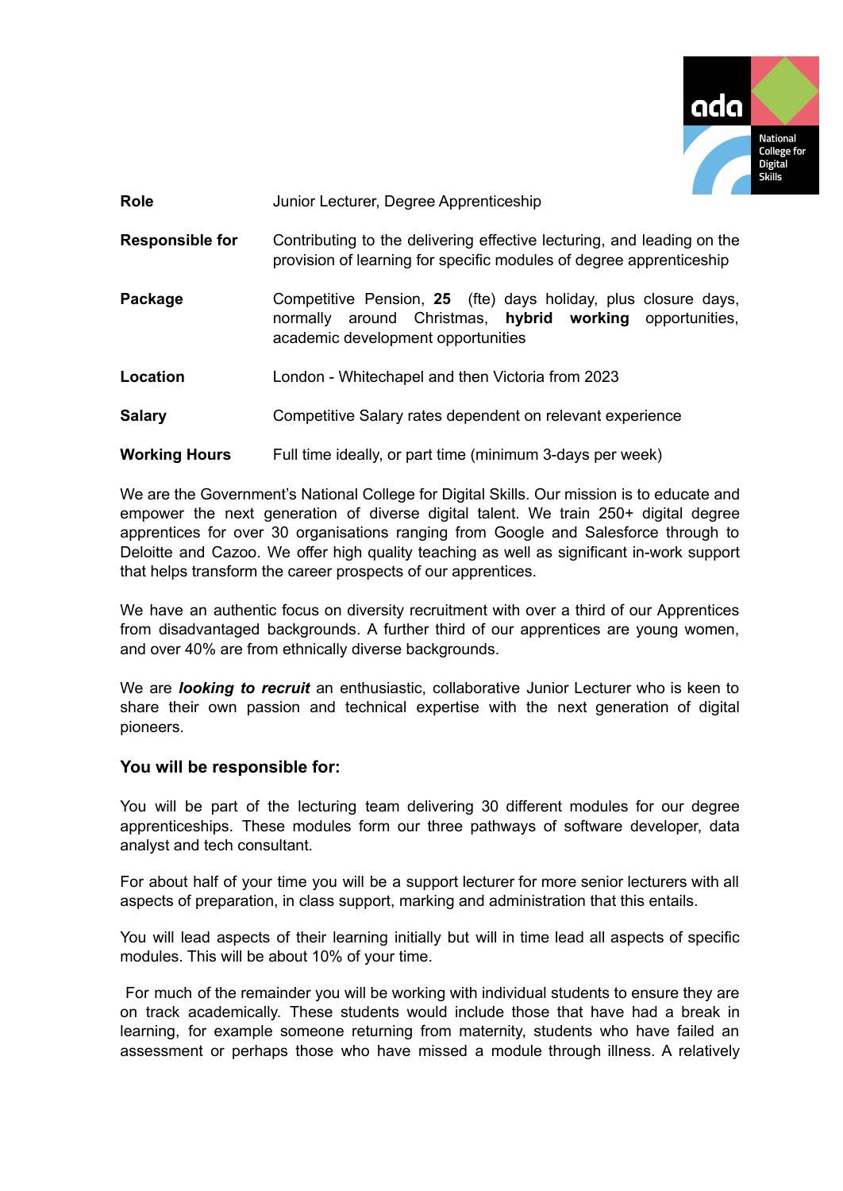| | |
|---|---|
| **Role** | Junior Lecturer, Degree Apprenticeship |
| **Responsible for** | Contributing to the delivering effective lecturing, and leading on the provision of learning for specific modules of degree apprenticeship |
| **Package** | Competitive Pension, **25** (fte) days holiday, plus closure days, normally around Christmas, **hybrid working** opportunities, academic development opportunities |
| **Location** | London - Whitechapel and then Victoria from 2023 |
| **Salary** | Competitive Salary rates dependent on relevant experience |
| **Working Hours** | Full time ideally, or part time (minimum 3-days per week) |

We are the Government's National College for Digital Skills. Our mission is to educate and empower the next generation of diverse digital talent. We train 250+ digital degree apprentices for over 30 organisations ranging from Google and Salesforce through to Deloitte and Cazoo. We offer high quality teaching as well as significant in-work support that helps transform the career prospects of our apprentices.

We have an authentic focus on diversity recruitment with over a third of our Apprentices from disadvantaged backgrounds. A further third of our apprentices are young women, and over 40% are from ethnically diverse backgrounds.

We are ***looking to recruit*** an enthusiastic, collaborative Junior Lecturer who is keen to share their own passion and technical expertise with the next generation of digital pioneers.

### You will be responsible for:

You will be part of the lecturing team delivering 30 different modules for our degree apprenticeships. These modules form our three pathways of software developer, data analyst and tech consultant.

For about half of your time you will be a support lecturer for more senior lecturers with all aspects of preparation, in class support, marking and administration that this entails.

You will lead aspects of their learning initially but will in time lead all aspects of specific modules. This will be about 10% of your time.

For much of the remainder you will be working with individual students to ensure they are on track academically. These students would include those that have had a break in learning, for example someone returning from maternity, students who have failed an assessment or perhaps those who have missed a module through illness. A relatively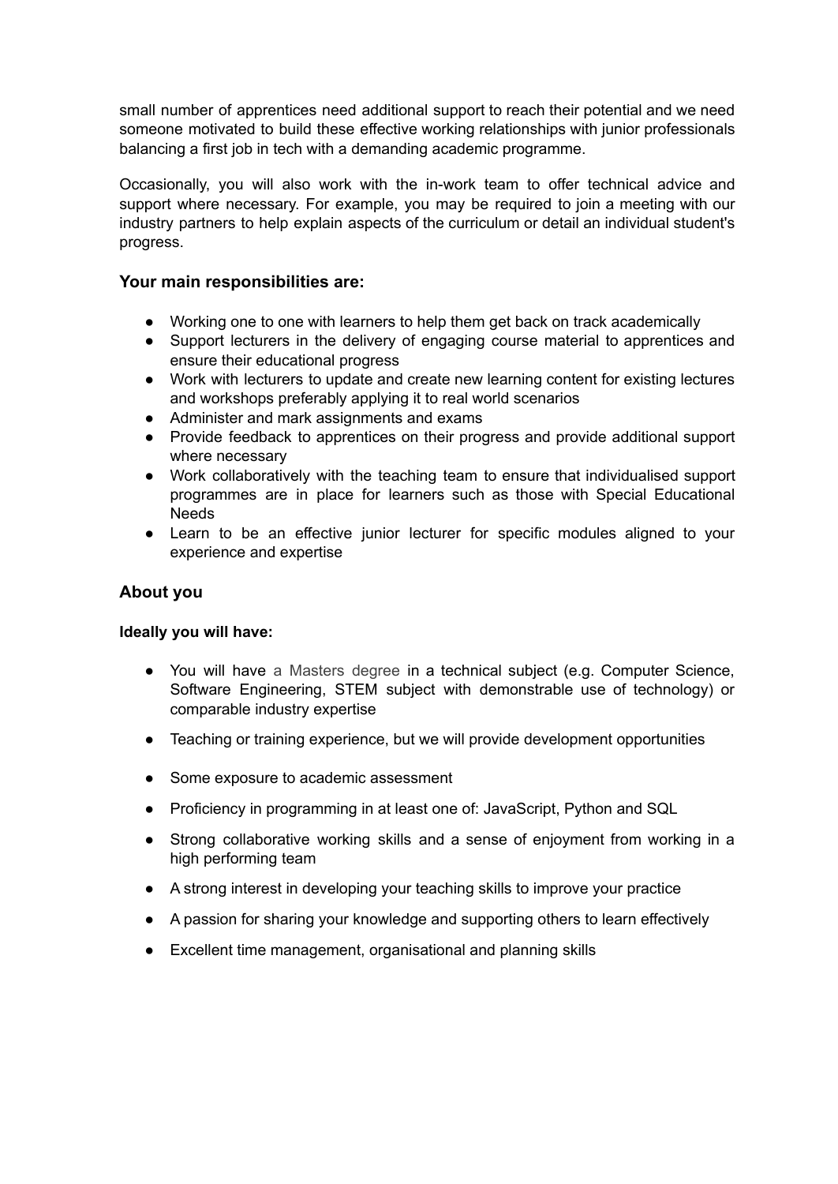small number of apprentices need additional support to reach their potential and we need someone motivated to build these effective working relationships with junior professionals balancing a first job in tech with a demanding academic programme.

Occasionally, you will also work with the in-work team to offer technical advice and support where necessary. For example, you may be required to join a meeting with our industry partners to help explain aspects of the curriculum or detail an individual student's progress.

### Your main responsibilities are:

- Working one to one with learners to help them get back on track academically
- Support lecturers in the delivery of engaging course material to apprentices and ensure their educational progress
- Work with lecturers to update and create new learning content for existing lectures and workshops preferably applying it to real world scenarios
- Administer and mark assignments and exams
- Provide feedback to apprentices on their progress and provide additional support where necessary
- Work collaboratively with the teaching team to ensure that individualised support programmes are in place for learners such as those with Special Educational Needs
- Learn to be an effective junior lecturer for specific modules aligned to your experience and expertise

## About you

**Ideally you will have:**

- You will have a Masters degree in a technical subject (e.g. Computer Science, Software Engineering, STEM subject with demonstrable use of technology) or comparable industry expertise
- Teaching or training experience, but we will provide development opportunities
- Some exposure to academic assessment
- Proficiency in programming in at least one of: JavaScript, Python and SQL
- Strong collaborative working skills and a sense of enjoyment from working in a high performing team
- A strong interest in developing your teaching skills to improve your practice
- A passion for sharing your knowledge and supporting others to learn effectively
- Excellent time management, organisational and planning skills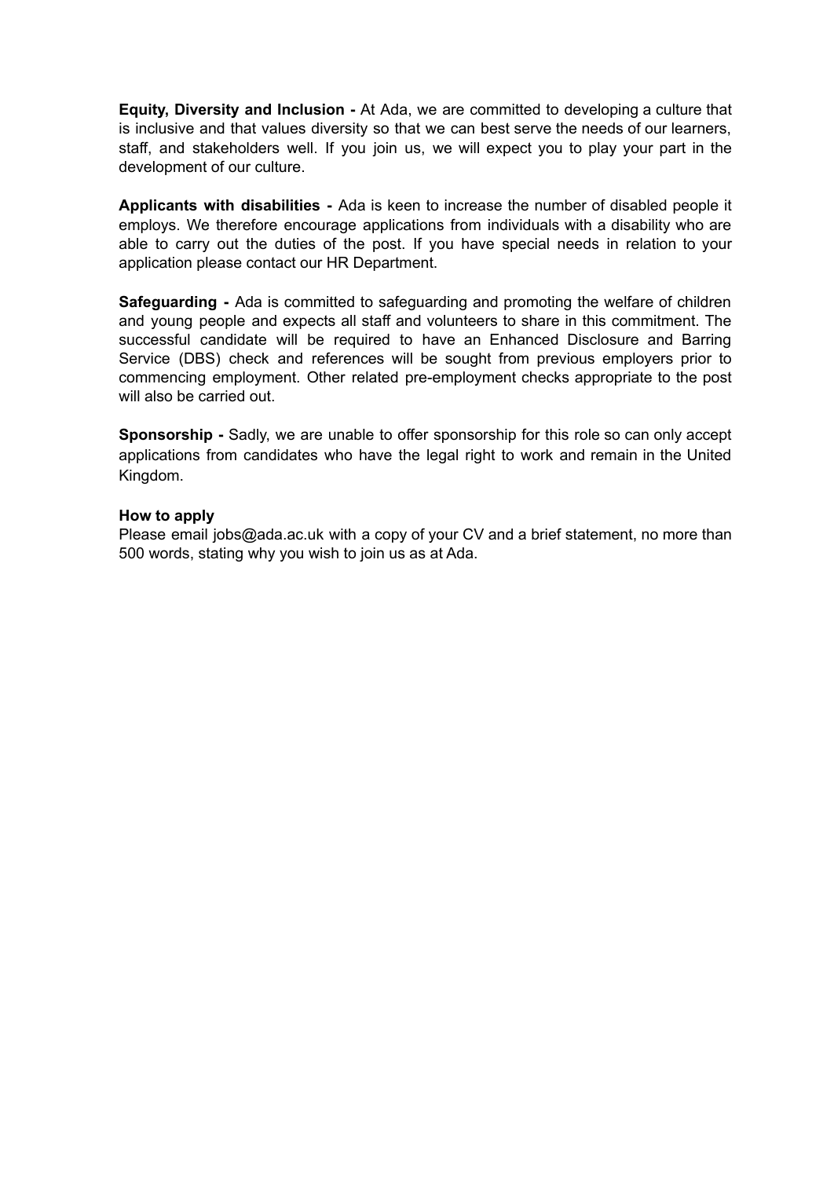**Equity, Diversity and Inclusion -** At Ada, we are committed to developing a culture that is inclusive and that values diversity so that we can best serve the needs of our learners, staff, and stakeholders well. If you join us, we will expect you to play your part in the development of our culture.

**Applicants with disabilities -** Ada is keen to increase the number of disabled people it employs. We therefore encourage applications from individuals with a disability who are able to carry out the duties of the post. If you have special needs in relation to your application please contact our HR Department.

**Safeguarding -** Ada is committed to safeguarding and promoting the welfare of children and young people and expects all staff and volunteers to share in this commitment. The successful candidate will be required to have an Enhanced Disclosure and Barring Service (DBS) check and references will be sought from previous employers prior to commencing employment. Other related pre-employment checks appropriate to the post will also be carried out.

**Sponsorship -** Sadly, we are unable to offer sponsorship for this role so can only accept applications from candidates who have the legal right to work and remain in the United Kingdom.

**How to apply**

Please email jobs@ada.ac.uk with a copy of your CV and a brief statement, no more than 500 words, stating why you wish to join us as at Ada.